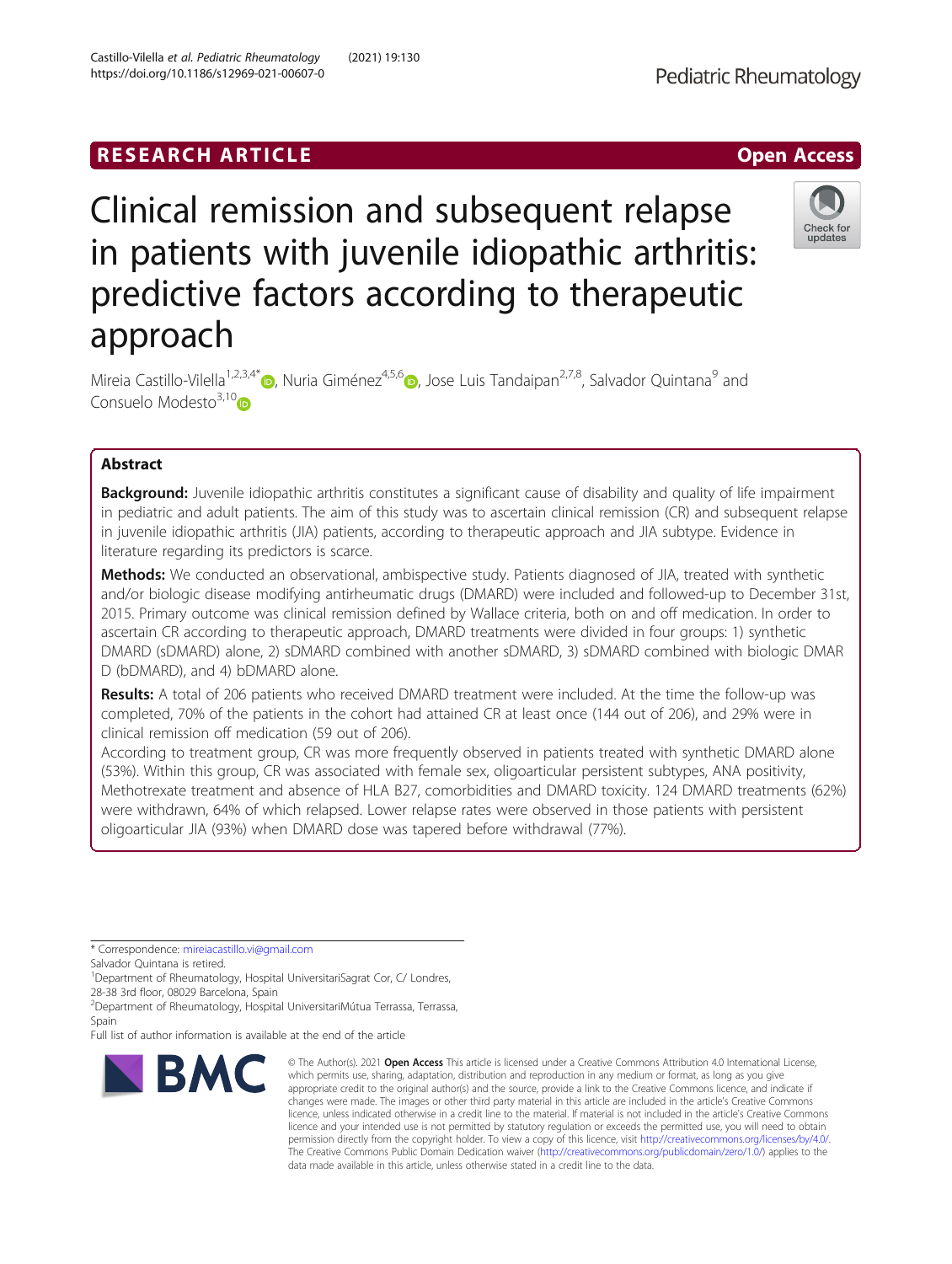RESEARCH ARTICLE

Open Access

# Clinical remission and subsequent relapse in patients with juvenile idiopathic arthritis: predictive factors according to therapeutic approach

Mireia Castillo-Vilella[1,2,3,4*], Nuria Giménez[4,5,6], Jose Luis Tandaipan[2,7,8], Salvador Quintana[9] and Consuelo Modesto[3,10]

## Abstract

**Background:** Juvenile idiopathic arthritis constitutes a significant cause of disability and quality of life impairment in pediatric and adult patients. The aim of this study was to ascertain clinical remission (CR) and subsequent relapse in juvenile idiopathic arthritis (JIA) patients, according to therapeutic approach and JIA subtype. Evidence in literature regarding its predictors is scarce.

**Methods:** We conducted an observational, ambispective study. Patients diagnosed of JIA, treated with synthetic and/or biologic disease modifying antirheumatic drugs (DMARD) were included and followed-up to December 31st, 2015. Primary outcome was clinical remission defined by Wallace criteria, both on and off medication. In order to ascertain CR according to therapeutic approach, DMARD treatments were divided in four groups: 1) synthetic DMARD (sDMARD) alone, 2) sDMARD combined with another sDMARD, 3) sDMARD combined with biologic DMARD (bDMARD), and 4) bDMARD alone.

**Results:** A total of 206 patients who received DMARD treatment were included. At the time the follow-up was completed, 70% of the patients in the cohort had attained CR at least once (144 out of 206), and 29% were in clinical remission off medication (59 out of 206).

According to treatment group, CR was more frequently observed in patients treated with synthetic DMARD alone (53%). Within this group, CR was associated with female sex, oligoarticular persistent subtypes, ANA positivity, Methotrexate treatment and absence of HLA B27, comorbidities and DMARD toxicity. 124 DMARD treatments (62%) were withdrawn, 64% of which relapsed. Lower relapse rates were observed in those patients with persistent oligoarticular JIA (93%) when DMARD dose was tapered before withdrawal (77%).

---

* Correspondence: mireiacastillo.vi@gmail.com

Salvador Quintana is retired.

[1]Department of Rheumatology, Hospital UniversitariSagrat Cor, C/ Londres, 28-38 3rd floor, 08029 Barcelona, Spain

[2]Department of Rheumatology, Hospital UniversitariMútua Terrassa, Terrassa, Spain

Full list of author information is available at the end of the article

© The Author(s). 2021 **Open Access** This article is licensed under a Creative Commons Attribution 4.0 International License, which permits use, sharing, adaptation, distribution and reproduction in any medium or format, as long as you give appropriate credit to the original author(s) and the source, provide a link to the Creative Commons licence, and indicate if changes were made. The images or other third party material in this article are included in the article's Creative Commons licence, unless indicated otherwise in a credit line to the material. If material is not included in the article's Creative Commons licence and your intended use is not permitted by statutory regulation or exceeds the permitted use, you will need to obtain permission directly from the copyright holder. To view a copy of this licence, visit http://creativecommons.org/licenses/by/4.0/. The Creative Commons Public Domain Dedication waiver (http://creativecommons.org/publicdomain/zero/1.0/) applies to the data made available in this article, unless otherwise stated in a credit line to the data.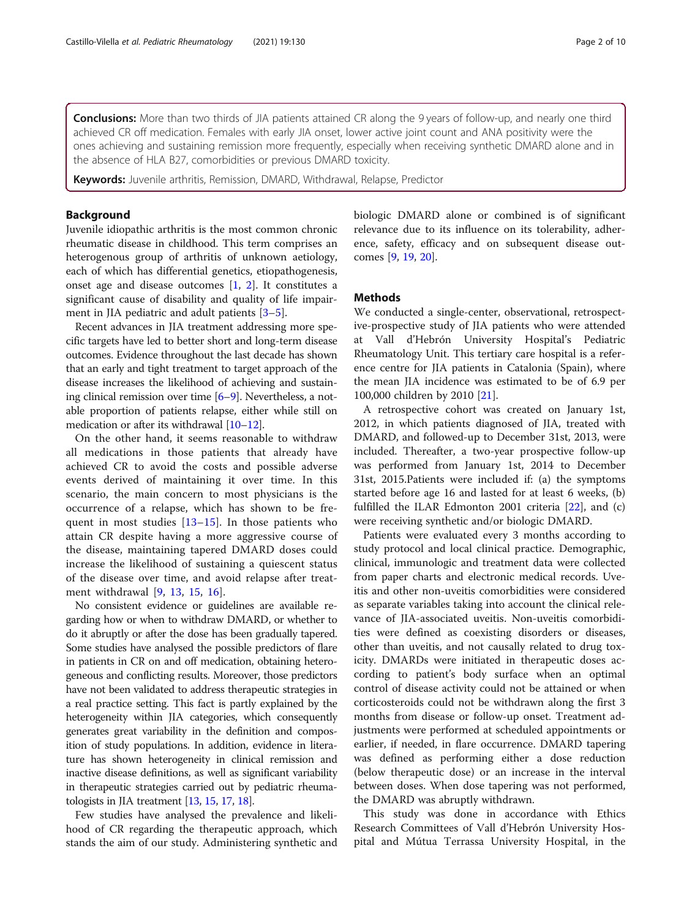**Conclusions:** More than two thirds of JIA patients attained CR along the 9 years of follow-up, and nearly one third achieved CR off medication. Females with early JIA onset, lower active joint count and ANA positivity were the ones achieving and sustaining remission more frequently, especially when receiving synthetic DMARD alone and in the absence of HLA B27, comorbidities or previous DMARD toxicity.

**Keywords:** Juvenile arthritis, Remission, DMARD, Withdrawal, Relapse, Predictor

## Background

Juvenile idiopathic arthritis is the most common chronic rheumatic disease in childhood. This term comprises an heterogenous group of arthritis of unknown aetiology, each of which has differential genetics, etiopathogenesis, onset age and disease outcomes [1, 2]. It constitutes a significant cause of disability and quality of life impairment in JIA pediatric and adult patients [3–5].

Recent advances in JIA treatment addressing more specific targets have led to better short and long-term disease outcomes. Evidence throughout the last decade has shown that an early and tight treatment to target approach of the disease increases the likelihood of achieving and sustaining clinical remission over time [6–9]. Nevertheless, a notable proportion of patients relapse, either while still on medication or after its withdrawal [10–12].

On the other hand, it seems reasonable to withdraw all medications in those patients that already have achieved CR to avoid the costs and possible adverse events derived of maintaining it over time. In this scenario, the main concern to most physicians is the occurrence of a relapse, which has shown to be frequent in most studies [13–15]. In those patients who attain CR despite having a more aggressive course of the disease, maintaining tapered DMARD doses could increase the likelihood of sustaining a quiescent status of the disease over time, and avoid relapse after treatment withdrawal [9, 13, 15, 16].

No consistent evidence or guidelines are available regarding how or when to withdraw DMARD, or whether to do it abruptly or after the dose has been gradually tapered. Some studies have analysed the possible predictors of flare in patients in CR on and off medication, obtaining heterogeneous and conflicting results. Moreover, those predictors have not been validated to address therapeutic strategies in a real practice setting. This fact is partly explained by the heterogeneity within JIA categories, which consequently generates great variability in the definition and composition of study populations. In addition, evidence in literature has shown heterogeneity in clinical remission and inactive disease definitions, as well as significant variability in therapeutic strategies carried out by pediatric rheumatologists in JIA treatment [13, 15, 17, 18].

Few studies have analysed the prevalence and likelihood of CR regarding the therapeutic approach, which stands the aim of our study. Administering synthetic and biologic DMARD alone or combined is of significant relevance due to its influence on its tolerability, adherence, safety, efficacy and on subsequent disease outcomes [9, 19, 20].

## Methods

We conducted a single-center, observational, retrospective-prospective study of JIA patients who were attended at Vall d'Hebrón University Hospital's Pediatric Rheumatology Unit. This tertiary care hospital is a reference centre for JIA patients in Catalonia (Spain), where the mean JIA incidence was estimated to be of 6.9 per 100,000 children by 2010 [21].

A retrospective cohort was created on January 1st, 2012, in which patients diagnosed of JIA, treated with DMARD, and followed-up to December 31st, 2013, were included. Thereafter, a two-year prospective follow-up was performed from January 1st, 2014 to December 31st, 2015.Patients were included if: (a) the symptoms started before age 16 and lasted for at least 6 weeks, (b) fulfilled the ILAR Edmonton 2001 criteria [22], and (c) were receiving synthetic and/or biologic DMARD.

Patients were evaluated every 3 months according to study protocol and local clinical practice. Demographic, clinical, immunologic and treatment data were collected from paper charts and electronic medical records. Uveitis and other non-uveitis comorbidities were considered as separate variables taking into account the clinical relevance of JIA-associated uveitis. Non-uveitis comorbidities were defined as coexisting disorders or diseases, other than uveitis, and not causally related to drug toxicity. DMARDs were initiated in therapeutic doses according to patient's body surface when an optimal control of disease activity could not be attained or when corticosteroids could not be withdrawn along the first 3 months from disease or follow-up onset. Treatment adjustments were performed at scheduled appointments or earlier, if needed, in flare occurrence. DMARD tapering was defined as performing either a dose reduction (below therapeutic dose) or an increase in the interval between doses. When dose tapering was not performed, the DMARD was abruptly withdrawn.

This study was done in accordance with Ethics Research Committees of Vall d'Hebrón University Hospital and Mútua Terrassa University Hospital, in the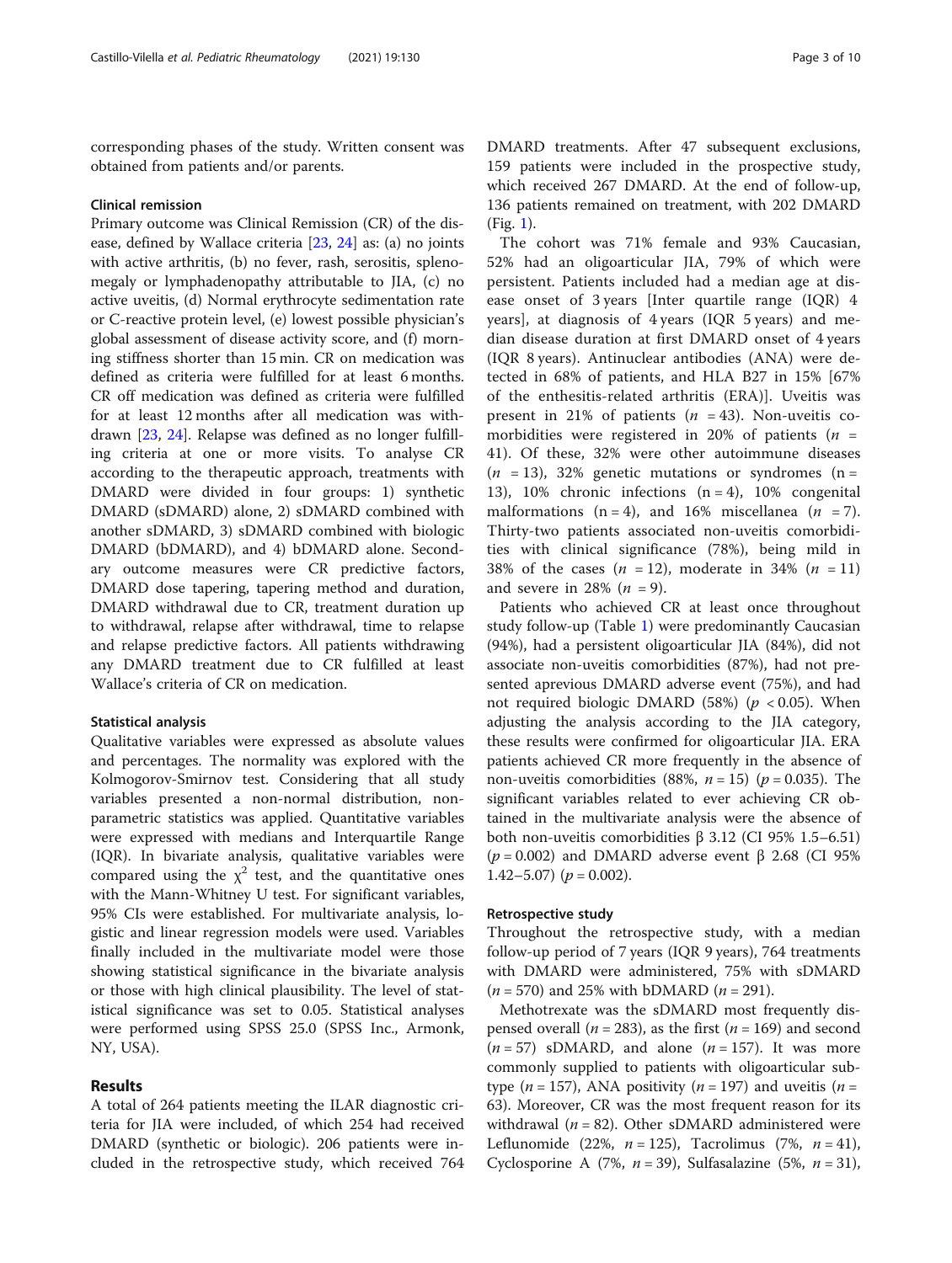corresponding phases of the study. Written consent was obtained from patients and/or parents.

### Clinical remission

Primary outcome was Clinical Remission (CR) of the disease, defined by Wallace criteria [23, 24] as: (a) no joints with active arthritis, (b) no fever, rash, serositis, splenomegaly or lymphadenopathy attributable to JIA, (c) no active uveitis, (d) Normal erythrocyte sedimentation rate or C-reactive protein level, (e) lowest possible physician's global assessment of disease activity score, and (f) morning stiffness shorter than 15 min. CR on medication was defined as criteria were fulfilled for at least 6 months. CR off medication was defined as criteria were fulfilled for at least 12 months after all medication was withdrawn [23, 24]. Relapse was defined as no longer fulfilling criteria at one or more visits. To analyse CR according to the therapeutic approach, treatments with DMARD were divided in four groups: 1) synthetic DMARD (sDMARD) alone, 2) sDMARD combined with another sDMARD, 3) sDMARD combined with biologic DMARD (bDMARD), and 4) bDMARD alone. Secondary outcome measures were CR predictive factors, DMARD dose tapering, tapering method and duration, DMARD withdrawal due to CR, treatment duration up to withdrawal, relapse after withdrawal, time to relapse and relapse predictive factors. All patients withdrawing any DMARD treatment due to CR fulfilled at least Wallace's criteria of CR on medication.

### Statistical analysis

Qualitative variables were expressed as absolute values and percentages. The normality was explored with the Kolmogorov-Smirnov test. Considering that all study variables presented a non-normal distribution, non-parametric statistics was applied. Quantitative variables were expressed with medians and Interquartile Range (IQR). In bivariate analysis, qualitative variables were compared using the $\chi^2$ test, and the quantitative ones with the Mann-Whitney U test. For significant variables, 95% CIs were established. For multivariate analysis, logistic and linear regression models were used. Variables finally included in the multivariate model were those showing statistical significance in the bivariate analysis or those with high clinical plausibility. The level of statistical significance was set to 0.05. Statistical analyses were performed using SPSS 25.0 (SPSS Inc., Armonk, NY, USA).

## Results

A total of 264 patients meeting the ILAR diagnostic criteria for JIA were included, of which 254 had received DMARD (synthetic or biologic). 206 patients were included in the retrospective study, which received 764 DMARD treatments. After 47 subsequent exclusions, 159 patients were included in the prospective study, which received 267 DMARD. At the end of follow-up, 136 patients remained on treatment, with 202 DMARD (Fig. 1).

The cohort was 71% female and 93% Caucasian, 52% had an oligoarticular JIA, 79% of which were persistent. Patients included had a median age at disease onset of 3 years [Inter quartile range (IQR) 4 years], at diagnosis of 4 years (IQR 5 years) and median disease duration at first DMARD onset of 4 years (IQR 8 years). Antinuclear antibodies (ANA) were detected in 68% of patients, and HLA B27 in 15% [67% of the enthesitis-related arthritis (ERA)]. Uveitis was present in 21% of patients ($n$ = 43). Non-uveitis comorbidities were registered in 20% of patients ($n$ = 41). Of these, 32% were other autoimmune diseases ($n$ = 13), 32% genetic mutations or syndromes (n = 13), 10% chronic infections (n = 4), 10% congenital malformations (n = 4), and 16% miscellanea ($n$ = 7). Thirty-two patients associated non-uveitis comorbidities with clinical significance (78%), being mild in 38% of the cases ($n$ = 12), moderate in 34% ($n$ = 11) and severe in 28% ($n$ = 9).

Patients who achieved CR at least once throughout study follow-up (Table 1) were predominantly Caucasian (94%), had a persistent oligoarticular JIA (84%), did not associate non-uveitis comorbidities (87%), had not presented aprevious DMARD adverse event (75%), and had not required biologic DMARD (58%) ($p$ < 0.05). When adjusting the analysis according to the JIA category, these results were confirmed for oligoarticular JIA. ERA patients achieved CR more frequently in the absence of non-uveitis comorbidities (88%, $n$ = 15) ($p$ = 0.035). The significant variables related to ever achieving CR obtained in the multivariate analysis were the absence of both non-uveitis comorbidities β 3.12 (CI 95% 1.5–6.51) ($p$ = 0.002) and DMARD adverse event β 2.68 (CI 95% 1.42–5.07) ($p$ = 0.002).

### Retrospective study

Throughout the retrospective study, with a median follow-up period of 7 years (IQR 9 years), 764 treatments with DMARD were administered, 75% with sDMARD ($n$ = 570) and 25% with bDMARD ($n$ = 291).

Methotrexate was the sDMARD most frequently dispensed overall ($n$ = 283), as the first ($n$ = 169) and second ($n$ = 57) sDMARD, and alone ($n$ = 157). It was more commonly supplied to patients with oligoarticular subtype ($n$ = 157), ANA positivity ($n$ = 197) and uveitis ($n$ = 63). Moreover, CR was the most frequent reason for its withdrawal ($n$ = 82). Other sDMARD administered were Leflunomide (22%, $n$ = 125), Tacrolimus (7%, $n$ = 41), Cyclosporine A (7%, $n$ = 39), Sulfasalazine (5%, $n$ = 31),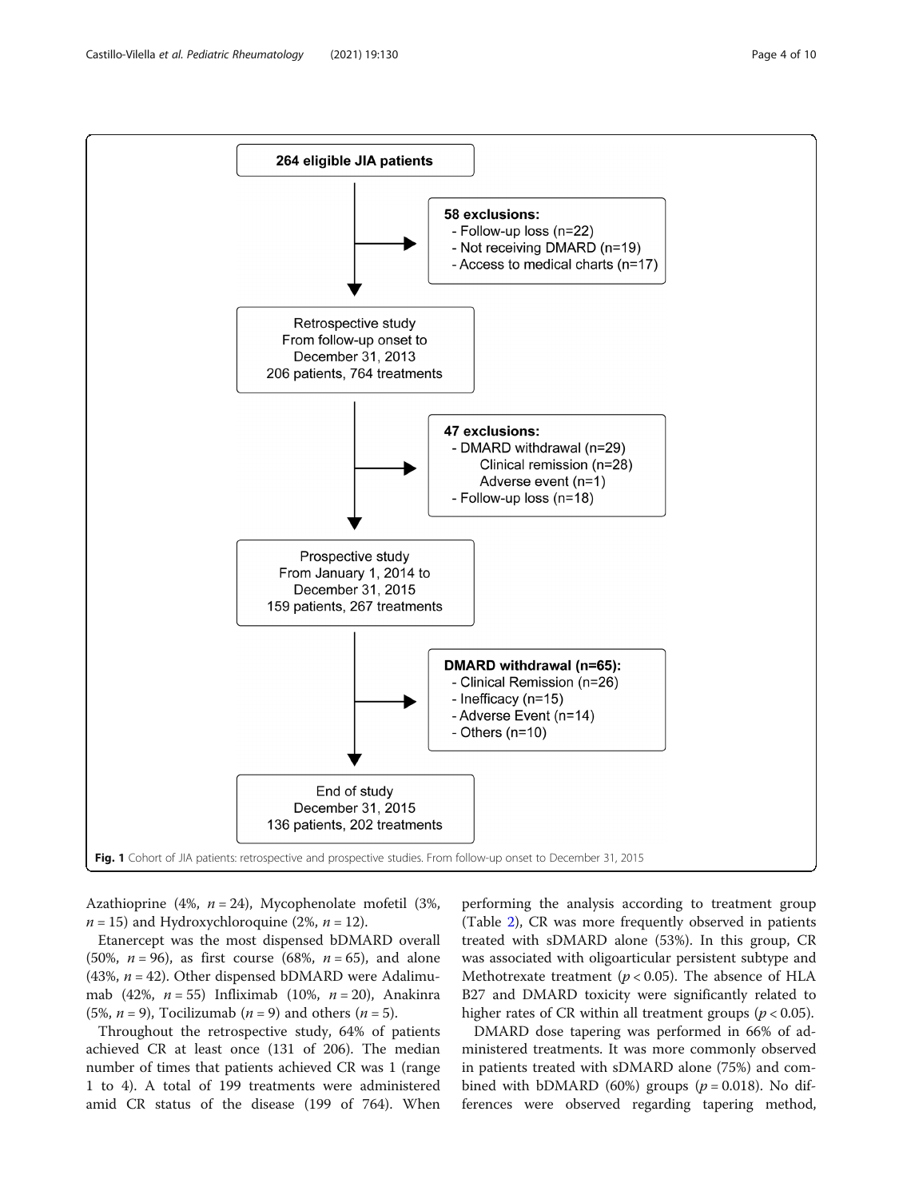264 eligible JIA patients

**58 exclusions:**
- Follow-up loss (n=22)
- Not receiving DMARD (n=19)
- Access to medical charts (n=17)

Retrospective study
From follow-up onset to
December 31, 2013
206 patients, 764 treatments

**47 exclusions:**
- DMARD withdrawal (n=29)
  - Clinical remission (n=28)
  - Adverse event (n=1)
- Follow-up loss (n=18)

Prospective study
From January 1, 2014 to
December 31, 2015
159 patients, 267 treatments

**DMARD withdrawal (n=65):**
- Clinical Remission (n=26)
- Inefficacy (n=15)
- Adverse Event (n=14)
- Others (n=10)

End of study
December 31, 2015
136 patients, 202 treatments

**Fig. 1** Cohort of JIA patients: retrospective and prospective studies. From follow-up onset to December 31, 2015

Azathioprine (4%, $n = 24$), Mycophenolate mofetil (3%, $n = 15$) and Hydroxychloroquine (2%, $n = 12$).

Etanercept was the most dispensed bDMARD overall (50%, $n = 96$), as first course (68%, $n = 65$), and alone (43%, $n = 42$). Other dispensed bDMARD were Adalimumab (42%, $n = 55$) Infliximab (10%, $n = 20$), Anakinra (5%, $n = 9$), Tocilizumab ($n = 9$) and others ($n = 5$).

Throughout the retrospective study, 64% of patients achieved CR at least once (131 of 206). The median number of times that patients achieved CR was 1 (range 1 to 4). A total of 199 treatments were administered amid CR status of the disease (199 of 764). When performing the analysis according to treatment group (Table 2), CR was more frequently observed in patients treated with sDMARD alone (53%). In this group, CR was associated with oligoarticular persistent subtype and Methotrexate treatment ($p < 0.05$). The absence of HLA B27 and DMARD toxicity were significantly related to higher rates of CR within all treatment groups ($p < 0.05$).

DMARD dose tapering was performed in 66% of administered treatments. It was more commonly observed in patients treated with sDMARD alone (75%) and combined with bDMARD (60%) groups ($p = 0.018$). No differences were observed regarding tapering method,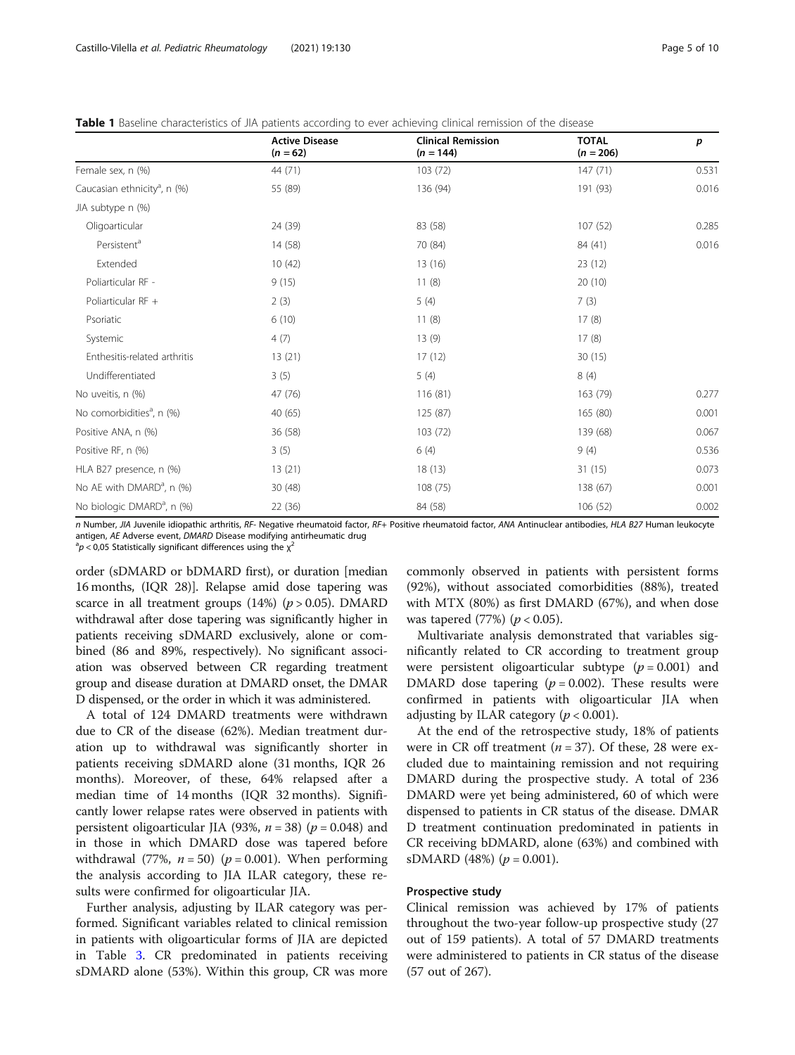**Table 1** Baseline characteristics of JIA patients according to ever achieving clinical remission of the disease

| | Active Disease ($n = 62$) | Clinical Remission ($n = 144$) | TOTAL ($n = 206$) | $p$ |
|---|---|---|---|---|
| Female sex, n (%) | 44 (71) | 103 (72) | 147 (71) | 0.531 |
| Caucasian ethnicity[a], n (%) | 55 (89) | 136 (94) | 191 (93) | 0.016 |
| JIA subtype n (%) | | | | |
| Oligoarticular | 24 (39) | 83 (58) | 107 (52) | 0.285 |
| Persistent[a] | 14 (58) | 70 (84) | 84 (41) | 0.016 |
| Extended | 10 (42) | 13 (16) | 23 (12) | |
| Poliarticular RF - | 9 (15) | 11 (8) | 20 (10) | |
| Poliarticular RF + | 2 (3) | 5 (4) | 7 (3) | |
| Psoriatic | 6 (10) | 11 (8) | 17 (8) | |
| Systemic | 4 (7) | 13 (9) | 17 (8) | |
| Enthesitis-related arthritis | 13 (21) | 17 (12) | 30 (15) | |
| Undifferentiated | 3 (5) | 5 (4) | 8 (4) | |
| No uveitis, n (%) | 47 (76) | 116 (81) | 163 (79) | 0.277 |
| No comorbidities[a], n (%) | 40 (65) | 125 (87) | 165 (80) | 0.001 |
| Positive ANA, n (%) | 36 (58) | 103 (72) | 139 (68) | 0.067 |
| Positive RF, n (%) | 3 (5) | 6 (4) | 9 (4) | 0.536 |
| HLA B27 presence, n (%) | 13 (21) | 18 (13) | 31 (15) | 0.073 |
| No AE with DMARD[a], n (%) | 30 (48) | 108 (75) | 138 (67) | 0.001 |
| No biologic DMARD[a], n (%) | 22 (36) | 84 (58) | 106 (52) | 0.002 |

*n* Number, *JIA* Juvenile idiopathic arthritis, *RF-* Negative rheumatoid factor, *RF+* Positive rheumatoid factor, *ANA* Antinuclear antibodies, *HLA B27* Human leukocyte antigen, *AE* Adverse event, *DMARD* Disease modifying antirheumatic drug
[a]$p < 0{,}05$ Statistically significant differences using the $\chi^2$

order (sDMARD or bDMARD first), or duration [median 16 months, (IQR 28)]. Relapse amid dose tapering was scarce in all treatment groups (14%) ($p > 0.05$). DMARD withdrawal after dose tapering was significantly higher in patients receiving sDMARD exclusively, alone or combined (86 and 89%, respectively). No significant association was observed between CR regarding treatment group and disease duration at DMARD onset, the DMARD dispensed, or the order in which it was administered.

A total of 124 DMARD treatments were withdrawn due to CR of the disease (62%). Median treatment duration up to withdrawal was significantly shorter in patients receiving sDMARD alone (31 months, IQR 26 months). Moreover, of these, 64% relapsed after a median time of 14 months (IQR 32 months). Significantly lower relapse rates were observed in patients with persistent oligoarticular JIA (93%, $n = 38$) ($p = 0.048$) and in those in which DMARD dose was tapered before withdrawal (77%, $n = 50$) ($p = 0.001$). When performing the analysis according to JIA ILAR category, these results were confirmed for oligoarticular JIA.

Further analysis, adjusting by ILAR category was performed. Significant variables related to clinical remission in patients with oligoarticular forms of JIA are depicted in Table 3. CR predominated in patients receiving sDMARD alone (53%). Within this group, CR was more commonly observed in patients with persistent forms (92%), without associated comorbidities (88%), treated with MTX (80%) as first DMARD (67%), and when dose was tapered (77%) ($p < 0.05$).

Multivariate analysis demonstrated that variables significantly related to CR according to treatment group were persistent oligoarticular subtype ($p = 0.001$) and DMARD dose tapering ($p = 0.002$). These results were confirmed in patients with oligoarticular JIA when adjusting by ILAR category ($p < 0.001$).

At the end of the retrospective study, 18% of patients were in CR off treatment ($n = 37$). Of these, 28 were excluded due to maintaining remission and not requiring DMARD during the prospective study. A total of 236 DMARD were yet being administered, 60 of which were dispensed to patients in CR status of the disease. DMARD treatment continuation predominated in patients in CR receiving bDMARD, alone (63%) and combined with sDMARD (48%) ($p = 0.001$).

## Prospective study

Clinical remission was achieved by 17% of patients throughout the two-year follow-up prospective study (27 out of 159 patients). A total of 57 DMARD treatments were administered to patients in CR status of the disease (57 out of 267).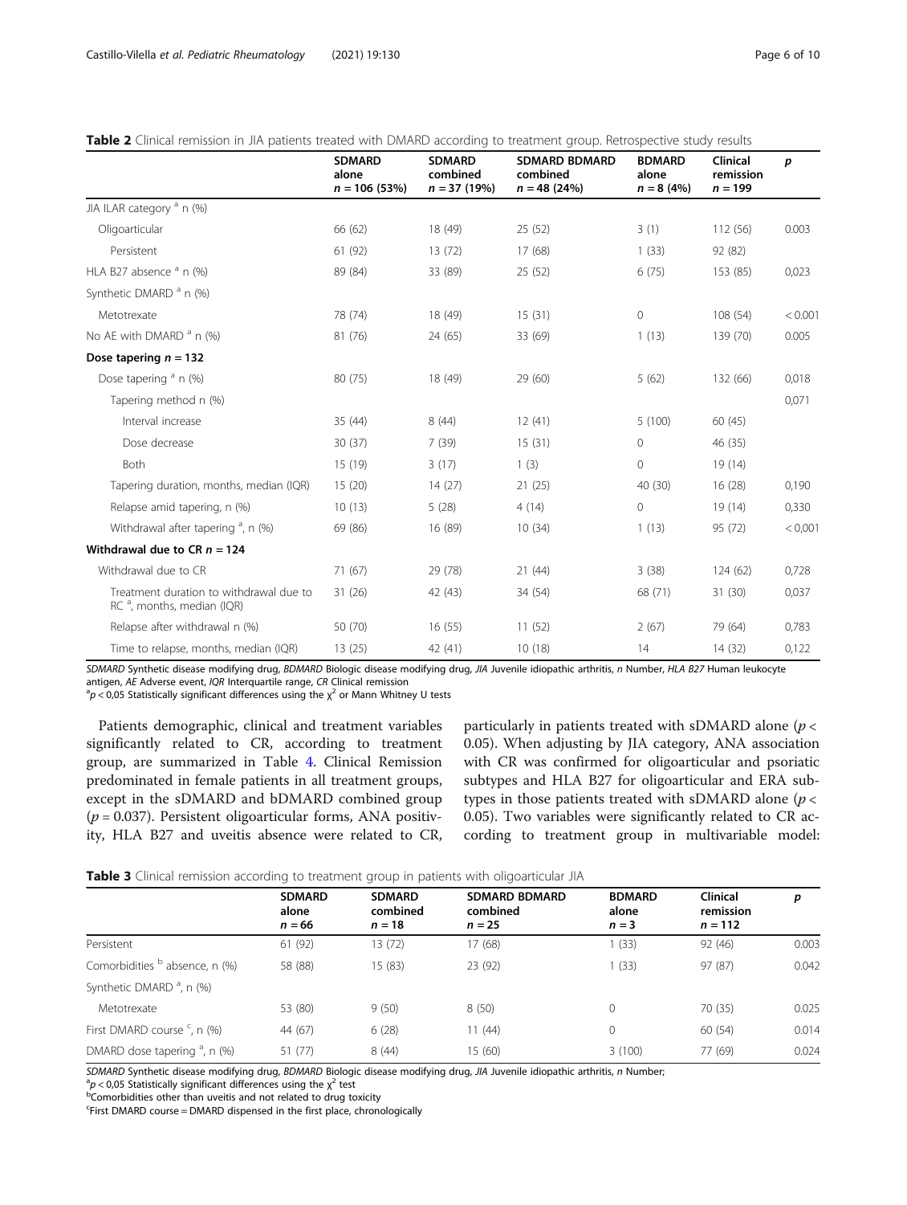**Table 2** Clinical remission in JIA patients treated with DMARD according to treatment group. Retrospective study results

| | SDMARD alone $n = 106$ (53%) | SDMARD combined $n = 37$ (19%) | SDMARD BDMARD combined $n = 48$ (24%) | BDMARD alone $n = 8$ (4%) | Clinical remission $n = 199$ | p |
|---|---|---|---|---|---|---|
| JIA ILAR category [a] n (%) | | | | | | |
| Oligoarticular | 66 (62) | 18 (49) | 25 (52) | 3 (1) | 112 (56) | 0.003 |
| Persistent | 61 (92) | 13 (72) | 17 (68) | 1 (33) | 92 (82) | |
| HLA B27 absence [a] n (%) | 89 (84) | 33 (89) | 25 (52) | 6 (75) | 153 (85) | 0,023 |
| Synthetic DMARD [a] n (%) | | | | | | |
| Metotrexate | 78 (74) | 18 (49) | 15 (31) | 0 | 108 (54) | < 0.001 |
| No AE with DMARD [a] n (%) | 81 (76) | 24 (65) | 33 (69) | 1 (13) | 139 (70) | 0.005 |
| **Dose tapering $n = 132$** | | | | | | |
| Dose tapering [a] n (%) | 80 (75) | 18 (49) | 29 (60) | 5 (62) | 132 (66) | 0,018 |
| Tapering method n (%) | | | | | | 0,071 |
| Interval increase | 35 (44) | 8 (44) | 12 (41) | 5 (100) | 60 (45) | |
| Dose decrease | 30 (37) | 7 (39) | 15 (31) | 0 | 46 (35) | |
| Both | 15 (19) | 3 (17) | 1 (3) | 0 | 19 (14) | |
| Tapering duration, months, median (IQR) | 15 (20) | 14 (27) | 21 (25) | 40 (30) | 16 (28) | 0,190 |
| Relapse amid tapering, n (%) | 10 (13) | 5 (28) | 4 (14) | 0 | 19 (14) | 0,330 |
| Withdrawal after tapering [a], n (%) | 69 (86) | 16 (89) | 10 (34) | 1 (13) | 95 (72) | < 0,001 |
| **Withdrawal due to CR $n = 124$** | | | | | | |
| Withdrawal due to CR | 71 (67) | 29 (78) | 21 (44) | 3 (38) | 124 (62) | 0,728 |
| Treatment duration to withdrawal due to RC [a], months, median (IQR) | 31 (26) | 42 (43) | 34 (54) | 68 (71) | 31 (30) | 0,037 |
| Relapse after withdrawal n (%) | 50 (70) | 16 (55) | 11 (52) | 2 (67) | 79 (64) | 0,783 |
| Time to relapse, months, median (IQR) | 13 (25) | 42 (41) | 10 (18) | 14 | 14 (32) | 0,122 |

*SDMARD* Synthetic disease modifying drug, *BDMARD* Biologic disease modifying drug, *JIA* Juvenile idiopathic arthritis, *n* Number, *HLA B27* Human leukocyte antigen, *AE* Adverse event, *IQR* Interquartile range, *CR* Clinical remission
[a]$p < 0,05$ Statistically significant differences using the $\chi^2$ or Mann Whitney U tests

Patients demographic, clinical and treatment variables significantly related to CR, according to treatment group, are summarized in Table 4. Clinical Remission predominated in female patients in all treatment groups, except in the sDMARD and bDMARD combined group ($p = 0.037$). Persistent oligoarticular forms, ANA positivity, HLA B27 and uveitis absence were related to CR, particularly in patients treated with sDMARD alone ($p < 0.05$). When adjusting by JIA category, ANA association with CR was confirmed for oligoarticular and psoriatic subtypes and HLA B27 for oligoarticular and ERA subtypes in those patients treated with sDMARD alone ($p < 0.05$). Two variables were significantly related to CR according to treatment group in multivariable model:

**Table 3** Clinical remission according to treatment group in patients with oligoarticular JIA

| | SDMARD alone $n = 66$ | SDMARD combined $n = 18$ | SDMARD BDMARD combined $n = 25$ | BDMARD alone $n = 3$ | Clinical remission $n = 112$ | p |
|---|---|---|---|---|---|---|
| Persistent | 61 (92) | 13 (72) | 17 (68) | 1 (33) | 92 (46) | 0.003 |
| Comorbidities [b] absence, n (%) | 58 (88) | 15 (83) | 23 (92) | 1 (33) | 97 (87) | 0.042 |
| Synthetic DMARD [a], n (%) | | | | | | |
| Metotrexate | 53 (80) | 9 (50) | 8 (50) | 0 | 70 (35) | 0.025 |
| First DMARD course [c], n (%) | 44 (67) | 6 (28) | 11 (44) | 0 | 60 (54) | 0.014 |
| DMARD dose tapering [a], n (%) | 51 (77) | 8 (44) | 15 (60) | 3 (100) | 77 (69) | 0.024 |

*SDMARD* Synthetic disease modifying drug, *BDMARD* Biologic disease modifying drug, *JIA* Juvenile idiopathic arthritis, *n* Number;
[a]$p < 0,05$ Statistically significant differences using the $\chi^2$ test
[b]Comorbidities other than uveitis and not related to drug toxicity
[c]First DMARD course = DMARD dispensed in the first place, chronologically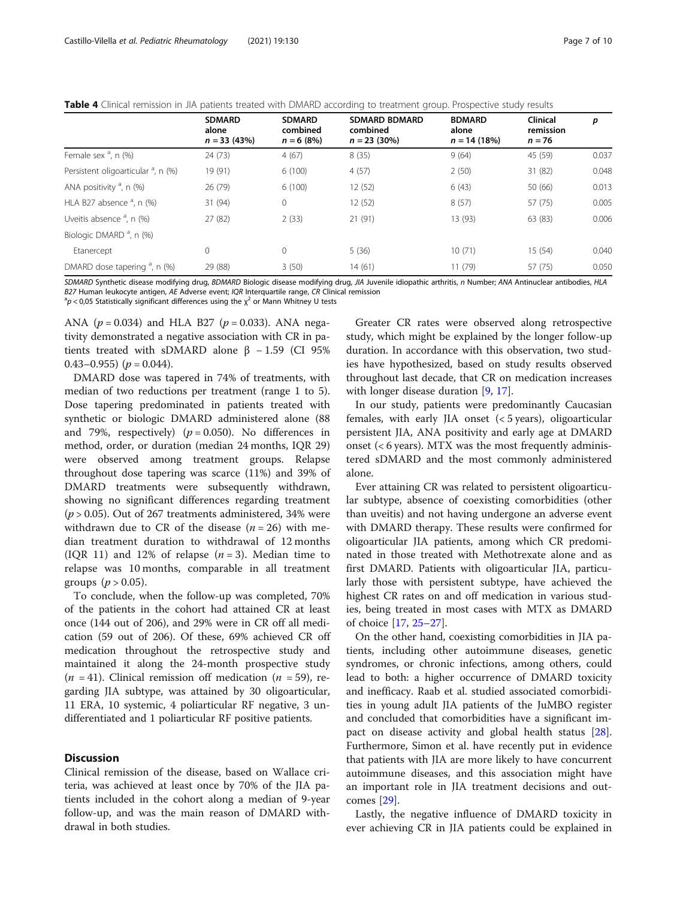**Table 4** Clinical remission in JIA patients treated with DMARD according to treatment group. Prospective study results

| | SDMARD alone $n = 33$ (43%) | SDMARD combined $n = 6$ (8%) | SDMARD BDMARD combined $n = 23$ (30%) | BDMARD alone $n = 14$ (18%) | Clinical remission $n = 76$ | p |
|---|---|---|---|---|---|---|
| Female sex [a], n (%) | 24 (73) | 4 (67) | 8 (35) | 9 (64) | 45 (59) | 0.037 |
| Persistent oligoarticular [a], n (%) | 19 (91) | 6 (100) | 4 (57) | 2 (50) | 31 (82) | 0.048 |
| ANA positivity [a], n (%) | 26 (79) | 6 (100) | 12 (52) | 6 (43) | 50 (66) | 0.013 |
| HLA B27 absence [a], n (%) | 31 (94) | 0 | 12 (52) | 8 (57) | 57 (75) | 0.005 |
| Uveitis absence [a], n (%) | 27 (82) | 2 (33) | 21 (91) | 13 (93) | 63 (83) | 0.006 |
| Biologic DMARD [a], n (%) | | | | | | |
| Etanercept | 0 | 0 | 5 (36) | 10 (71) | 15 (54) | 0.040 |
| DMARD dose tapering [a], n (%) | 29 (88) | 3 (50) | 14 (61) | 11 (79) | 57 (75) | 0.050 |

*SDMARD* Synthetic disease modifying drug, *BDMARD* Biologic disease modifying drug, *JIA* Juvenile idiopathic arthritis, *n* Number; *ANA* Antinuclear antibodies, *HLA B27* Human leukocyte antigen, *AE* Adverse event; *IQR* Interquartile range, *CR* Clinical remission
[a] $p < 0{,}05$ Statistically significant differences using the $\chi^2$ or Mann Whitney U tests

ANA ($p = 0.034$) and HLA B27 ($p = 0.033$). ANA negativity demonstrated a negative association with CR in patients treated with sDMARD alone β −1.59 (CI 95% 0.43–0.955) ($p = 0.044$).

DMARD dose was tapered in 74% of treatments, with median of two reductions per treatment (range 1 to 5). Dose tapering predominated in patients treated with synthetic or biologic DMARD administered alone (88 and 79%, respectively) ($p = 0.050$). No differences in method, order, or duration (median 24 months, IQR 29) were observed among treatment groups. Relapse throughout dose tapering was scarce (11%) and 39% of DMARD treatments were subsequently withdrawn, showing no significant differences regarding treatment ($p > 0.05$). Out of 267 treatments administered, 34% were withdrawn due to CR of the disease ($n = 26$) with median treatment duration to withdrawal of 12 months (IQR 11) and 12% of relapse ($n = 3$). Median time to relapse was 10 months, comparable in all treatment groups ($p > 0.05$).

To conclude, when the follow-up was completed, 70% of the patients in the cohort had attained CR at least once (144 out of 206), and 29% were in CR off all medication (59 out of 206). Of these, 69% achieved CR off medication throughout the retrospective study and maintained it along the 24-month prospective study ($n = 41$). Clinical remission off medication ($n = 59$), regarding JIA subtype, was attained by 30 oligoarticular, 11 ERA, 10 systemic, 4 poliarticular RF negative, 3 undifferentiated and 1 poliarticular RF positive patients.

## Discussion

Clinical remission of the disease, based on Wallace criteria, was achieved at least once by 70% of the JIA patients included in the cohort along a median of 9-year follow-up, and was the main reason of DMARD withdrawal in both studies.

Greater CR rates were observed along retrospective study, which might be explained by the longer follow-up duration. In accordance with this observation, two studies have hypothesized, based on study results observed throughout last decade, that CR on medication increases with longer disease duration [9, 17].

In our study, patients were predominantly Caucasian females, with early JIA onset (< 5 years), oligoarticular persistent JIA, ANA positivity and early age at DMARD onset (< 6 years). MTX was the most frequently administered sDMARD and the most commonly administered alone.

Ever attaining CR was related to persistent oligoarticular subtype, absence of coexisting comorbidities (other than uveitis) and not having undergone an adverse event with DMARD therapy. These results were confirmed for oligoarticular JIA patients, among which CR predominated in those treated with Methotrexate alone and as first DMARD. Patients with oligoarticular JIA, particularly those with persistent subtype, have achieved the highest CR rates on and off medication in various studies, being treated in most cases with MTX as DMARD of choice [17, 25–27].

On the other hand, coexisting comorbidities in JIA patients, including other autoimmune diseases, genetic syndromes, or chronic infections, among others, could lead to both: a higher occurrence of DMARD toxicity and inefficacy. Raab et al. studied associated comorbidities in young adult JIA patients of the JuMBO register and concluded that comorbidities have a significant impact on disease activity and global health status [28]. Furthermore, Simon et al. have recently put in evidence that patients with JIA are more likely to have concurrent autoimmune diseases, and this association might have an important role in JIA treatment decisions and outcomes [29].

Lastly, the negative influence of DMARD toxicity in ever achieving CR in JIA patients could be explained in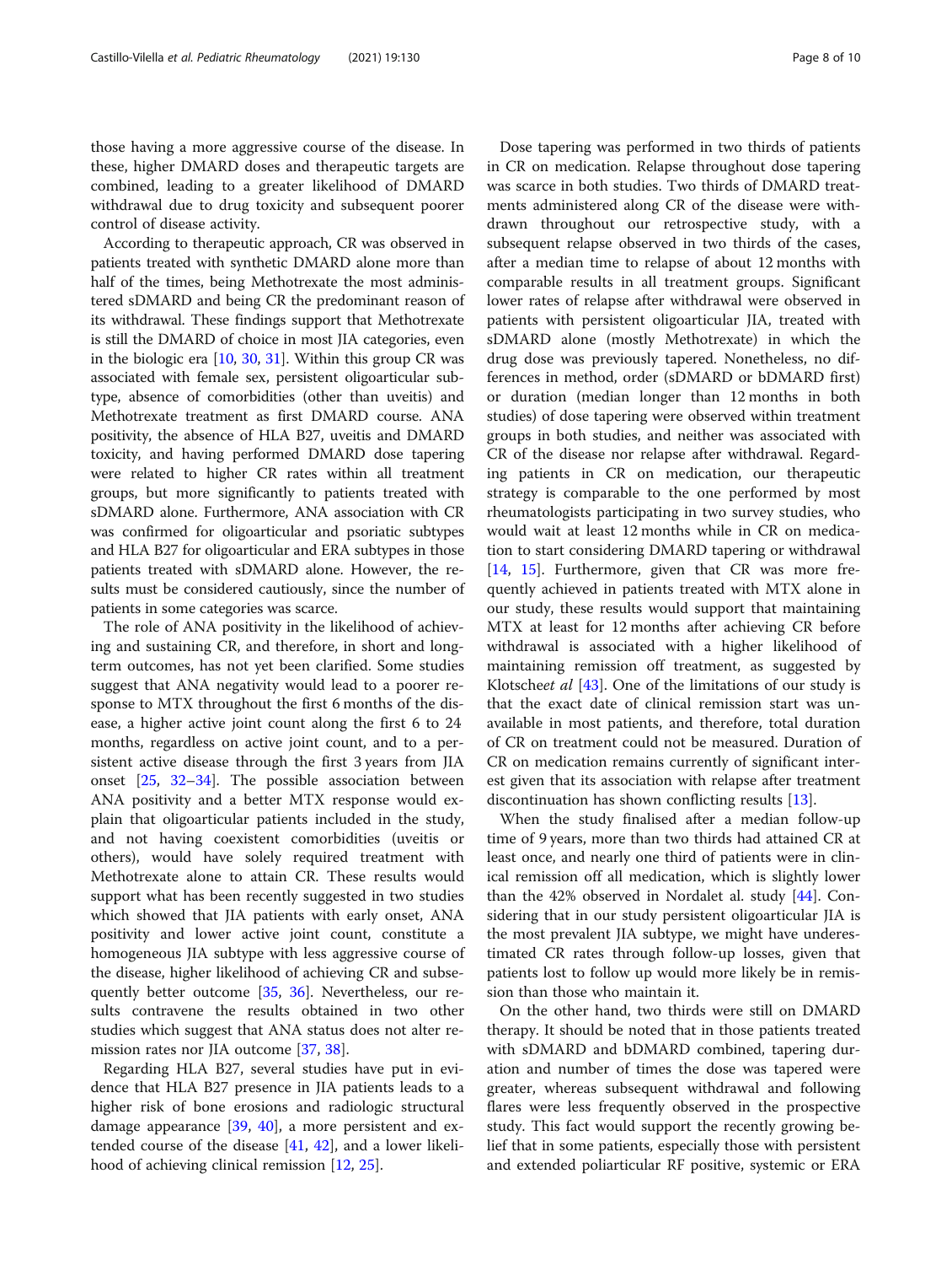those having a more aggressive course of the disease. In these, higher DMARD doses and therapeutic targets are combined, leading to a greater likelihood of DMARD withdrawal due to drug toxicity and subsequent poorer control of disease activity.

According to therapeutic approach, CR was observed in patients treated with synthetic DMARD alone more than half of the times, being Methotrexate the most administered sDMARD and being CR the predominant reason of its withdrawal. These findings support that Methotrexate is still the DMARD of choice in most JIA categories, even in the biologic era [10, 30, 31]. Within this group CR was associated with female sex, persistent oligoarticular subtype, absence of comorbidities (other than uveitis) and Methotrexate treatment as first DMARD course. ANA positivity, the absence of HLA B27, uveitis and DMARD toxicity, and having performed DMARD dose tapering were related to higher CR rates within all treatment groups, but more significantly to patients treated with sDMARD alone. Furthermore, ANA association with CR was confirmed for oligoarticular and psoriatic subtypes and HLA B27 for oligoarticular and ERA subtypes in those patients treated with sDMARD alone. However, the results must be considered cautiously, since the number of patients in some categories was scarce.

The role of ANA positivity in the likelihood of achieving and sustaining CR, and therefore, in short and long-term outcomes, has not yet been clarified. Some studies suggest that ANA negativity would lead to a poorer response to MTX throughout the first 6 months of the disease, a higher active joint count along the first 6 to 24 months, regardless on active joint count, and to a persistent active disease through the first 3 years from JIA onset [25, 32–34]. The possible association between ANA positivity and a better MTX response would explain that oligoarticular patients included in the study, and not having coexistent comorbidities (uveitis or others), would have solely required treatment with Methotrexate alone to attain CR. These results would support what has been recently suggested in two studies which showed that JIA patients with early onset, ANA positivity and lower active joint count, constitute a homogeneous JIA subtype with less aggressive course of the disease, higher likelihood of achieving CR and subsequently better outcome [35, 36]. Nevertheless, our results contravene the results obtained in two other studies which suggest that ANA status does not alter remission rates nor JIA outcome [37, 38].

Regarding HLA B27, several studies have put in evidence that HLA B27 presence in JIA patients leads to a higher risk of bone erosions and radiologic structural damage appearance [39, 40], a more persistent and extended course of the disease [41, 42], and a lower likelihood of achieving clinical remission [12, 25].

Dose tapering was performed in two thirds of patients in CR on medication. Relapse throughout dose tapering was scarce in both studies. Two thirds of DMARD treatments administered along CR of the disease were withdrawn throughout our retrospective study, with a subsequent relapse observed in two thirds of the cases, after a median time to relapse of about 12 months with comparable results in all treatment groups. Significant lower rates of relapse after withdrawal were observed in patients with persistent oligoarticular JIA, treated with sDMARD alone (mostly Methotrexate) in which the drug dose was previously tapered. Nonetheless, no differences in method, order (sDMARD or bDMARD first) or duration (median longer than 12 months in both studies) of dose tapering were observed within treatment groups in both studies, and neither was associated with CR of the disease nor relapse after withdrawal. Regarding patients in CR on medication, our therapeutic strategy is comparable to the one performed by most rheumatologists participating in two survey studies, who would wait at least 12 months while in CR on medication to start considering DMARD tapering or withdrawal [14, 15]. Furthermore, given that CR was more frequently achieved in patients treated with MTX alone in our study, these results would support that maintaining MTX at least for 12 months after achieving CR before withdrawal is associated with a higher likelihood of maintaining remission off treatment, as suggested by Klotsche*et al* [43]. One of the limitations of our study is that the exact date of clinical remission start was unavailable in most patients, and therefore, total duration of CR on treatment could not be measured. Duration of CR on medication remains currently of significant interest given that its association with relapse after treatment discontinuation has shown conflicting results [13].

When the study finalised after a median follow-up time of 9 years, more than two thirds had attained CR at least once, and nearly one third of patients were in clinical remission off all medication, which is slightly lower than the 42% observed in Nordalet al. study [44]. Considering that in our study persistent oligoarticular JIA is the most prevalent JIA subtype, we might have underestimated CR rates through follow-up losses, given that patients lost to follow up would more likely be in remission than those who maintain it.

On the other hand, two thirds were still on DMARD therapy. It should be noted that in those patients treated with sDMARD and bDMARD combined, tapering duration and number of times the dose was tapered were greater, whereas subsequent withdrawal and following flares were less frequently observed in the prospective study. This fact would support the recently growing belief that in some patients, especially those with persistent and extended poliarticular RF positive, systemic or ERA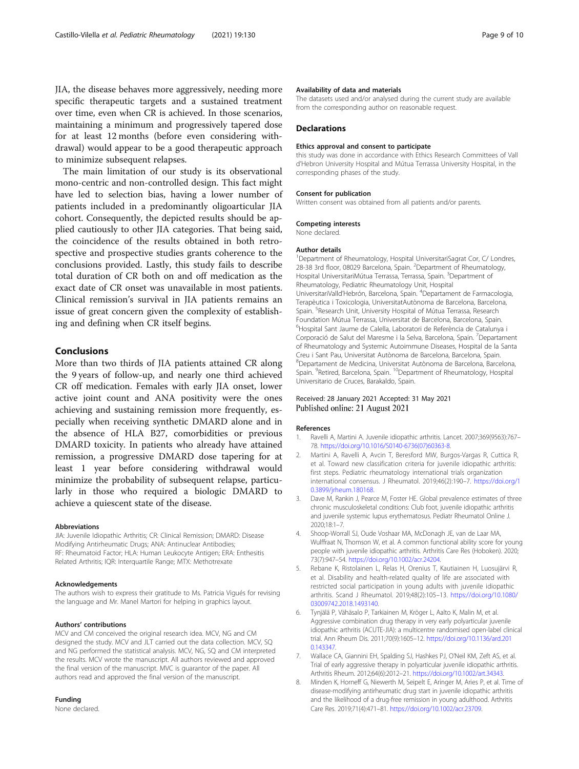JIA, the disease behaves more aggressively, needing more specific therapeutic targets and a sustained treatment over time, even when CR is achieved. In those scenarios, maintaining a minimum and progressively tapered dose for at least 12 months (before even considering withdrawal) would appear to be a good therapeutic approach to minimize subsequent relapses.

The main limitation of our study is its observational mono-centric and non-controlled design. This fact might have led to selection bias, having a lower number of patients included in a predominantly oligoarticular JIA cohort. Consequently, the depicted results should be applied cautiously to other JIA categories. That being said, the coincidence of the results obtained in both retrospective and prospective studies grants coherence to the conclusions provided. Lastly, this study fails to describe total duration of CR both on and off medication as the exact date of CR onset was unavailable in most patients. Clinical remission's survival in JIA patients remains an issue of great concern given the complexity of establishing and defining when CR itself begins.

## Conclusions

More than two thirds of JIA patients attained CR along the 9 years of follow-up, and nearly one third achieved CR off medication. Females with early JIA onset, lower active joint count and ANA positivity were the ones achieving and sustaining remission more frequently, especially when receiving synthetic DMARD alone and in the absence of HLA B27, comorbidities or previous DMARD toxicity. In patients who already have attained remission, a progressive DMARD dose tapering for at least 1 year before considering withdrawal would minimize the probability of subsequent relapse, particularly in those who required a biologic DMARD to achieve a quiescent state of the disease.

#### Abbreviations

JIA: Juvenile Idiopathic Arthritis; CR: Clinical Remission; DMARD: Disease Modifying Antirheumatic Drugs; ANA: Antinuclear Antibodies; RF: Rheumatoid Factor; HLA: Human Leukocyte Antigen; ERA: Enthesitis Related Arthritis; IQR: Interquartile Range; MTX: Methotrexate

#### Acknowledgements

The authors wish to express their gratitude to Ms. Patricia Vigués for revising the language and Mr. Manel Martori for helping in graphics layout.

#### Authors' contributions

MCV and CM conceived the original research idea. MCV, NG and CM designed the study. MCV and JLT carried out the data collection. MCV, SQ and NG performed the statistical analysis. MCV, NG, SQ and CM interpreted the results. MCV wrote the manuscript. All authors reviewed and approved the final version of the manuscript. MVC is guarantor of the paper. All authors read and approved the final version of the manuscript.

#### Funding

None declared.

#### Availability of data and materials

The datasets used and/or analysed during the current study are available from the corresponding author on reasonable request.

## Declarations

#### Ethics approval and consent to participate

this study was done in accordance with Ethics Research Committees of Vall d'Hebron University Hospital and Mútua Terrassa University Hospital, in the corresponding phases of the study.

#### Consent for publication

Written consent was obtained from all patients and/or parents.

#### Competing interests

None declared.

#### Author details

[1]Department of Rheumatology, Hospital UniversitariSagrat Cor, C/ Londres, 28-38 3rd floor, 08029 Barcelona, Spain. [2]Department of Rheumatology, Hospital UniversitariMútua Terrassa, Terrassa, Spain. [3]Department of Rheumatology, Pediatric Rheumatology Unit, Hospital UniversitariValld'Hebrón, Barcelona, Spain. [4]Departament de Farmacologia, Terapèutica i Toxicologia, UniversitatAutònoma de Barcelona, Barcelona, Spain. [5]Research Unit, University Hospital of Mútua Terrassa, Research Foundation Mútua Terrassa, Universitat de Barcelona, Barcelona, Spain. [6]Hospital Sant Jaume de Calella, Laboratori de Referència de Catalunya i Corporació de Salut del Maresme i la Selva, Barcelona, Spain. [7]Departament of Rheumatology and Systemic Autoimmune Diseases, Hospital de la Santa Creu i Sant Pau, Universitat Autònoma de Barcelona, Barcelona, Spain. [8]Departament de Medicina, Universitat Autònoma de Barcelona, Barcelona, Spain. [9]Retired, Barcelona, Spain. [10]Department of Rheumatology, Hospital Universitario de Cruces, Barakaldo, Spain.

Received: 28 January 2021 Accepted: 31 May 2021
Published online: 21 August 2021

#### References

1. Ravelli A, Martini A. Juvenile idiopathic arthritis. Lancet. 2007;369(9563):767–78. https://doi.org/10.1016/S0140-6736(07)60363-8.
2. Martini A, Ravelli A, Avcin T, Beresford MW, Burgos-Vargas R, Cuttica R, et al. Toward new classification criteria for juvenile idiopathic arthritis: first steps. Pediatric rheumatology international trials organization international consensus. J Rheumatol. 2019;46(2):190–7. https://doi.org/10.3899/jrheum.180168.
3. Dave M, Rankin J, Pearce M, Foster HE. Global prevalence estimates of three chronic musculoskeletal conditions: Club foot, juvenile idiopathic arthritis and juvenile systemic lupus erythematosus. Pediatr Rheumatol Online J. 2020;18:1–7.
4. Shoop-Worrall SJ, Oude Voshaar MA, McDonagh JE, van de Laar MA, Wulffraat N, Thomson W, et al. A common functional ability score for young people with juvenile idiopathic arthritis. Arthritis Care Res (Hoboken). 2020; 73(7):947–54. https://doi.org/10.1002/acr.24204.
5. Rebane K, Ristolainen L, Relas H, Orenius T, Kautiainen H, Luosujärvi R, et al. Disability and health-related quality of life are associated with restricted social participation in young adults with juvenile idiopathic arthritis. Scand J Rheumatol. 2019;48(2):105–13. https://doi.org/10.1080/03009742.2018.1493140.
6. Tynjälä P, Vähäsalo P, Tarkiainen M, Kröger L, Aalto K, Malin M, et al. Aggressive combination drug therapy in very early polyarticular juvenile idiopathic arthritis (ACUTE-JIA): a multicentre randomised open-label clinical trial. Ann Rheum Dis. 2011;70(9):1605–12. https://doi.org/10.1136/ard.2010.143347.
7. Wallace CA, Giannini EH, Spalding SJ, Hashkes PJ, O'Neil KM, Zeft AS, et al. Trial of early aggressive therapy in polyarticular juvenile idiopathic arthritis. Arthritis Rheum. 2012;64(6):2012–21. https://doi.org/10.1002/art.34343.
8. Minden K, Horneff G, Niewerth M, Seipelt E, Aringer M, Aries P, et al. Time of disease-modifying antirheumatic drug start in juvenile idiopathic arthritis and the likelihood of a drug-free remission in young adulthood. Arthritis Care Res. 2019;71(4):471–81. https://doi.org/10.1002/acr.23709.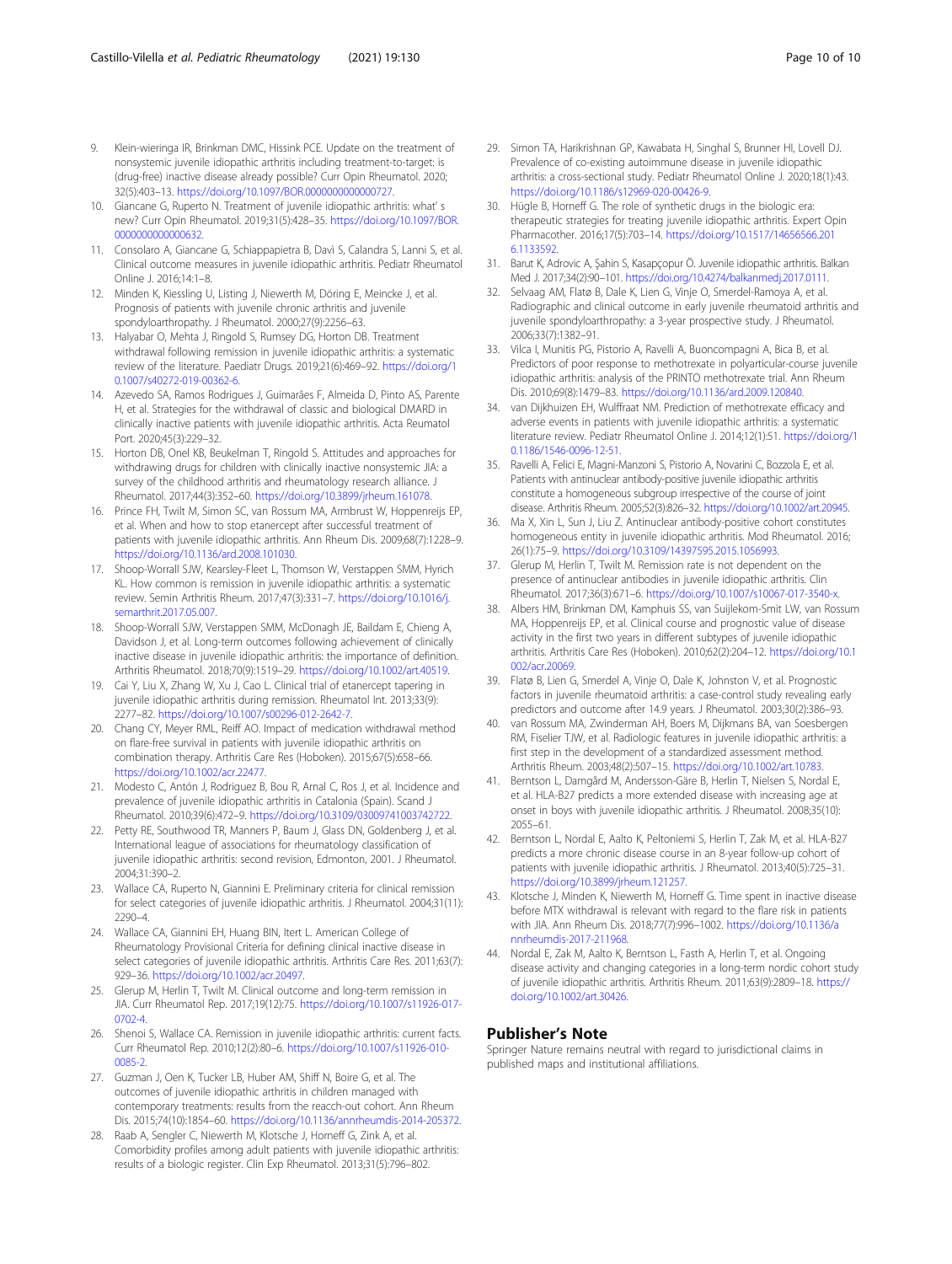9. Klein-wieringa IR, Brinkman DMC, Hissink PCE. Update on the treatment of nonsystemic juvenile idiopathic arthritis including treatment-to-target: is (drug-free) inactive disease already possible? Curr Opin Rheumatol. 2020; 32(5):403–13. https://doi.org/10.1097/BOR.0000000000000727.
10. Giancane G, Ruperto N. Treatment of juvenile idiopathic arthritis: what' s new? Curr Opin Rheumatol. 2019;31(5):428–35. https://doi.org/10.1097/BOR.0000000000000632.
11. Consolaro A, Giancane G, Schiappapietra B, Davì S, Calandra S, Lanni S, et al. Clinical outcome measures in juvenile idiopathic arthritis. Pediatr Rheumatol Online J. 2016;14:1–8.
12. Minden K, Kiessling U, Listing J, Niewerth M, Döring E, Meincke J, et al. Prognosis of patients with juvenile chronic arthritis and juvenile spondyloarthropathy. J Rheumatol. 2000;27(9):2256–63.
13. Halyabar O, Mehta J, Ringold S, Rumsey DG, Horton DB. Treatment withdrawal following remission in juvenile idiopathic arthritis: a systematic review of the literature. Paediatr Drugs. 2019;21(6):469–92. https://doi.org/10.1007/s40272-019-00362-6.
14. Azevedo SA, Ramos Rodrigues J, Guimarães F, Almeida D, Pinto AS, Parente H, et al. Strategies for the withdrawal of classic and biological DMARD in clinically inactive patients with juvenile idiopathic arthritis. Acta Reumatol Port. 2020;45(3):229–32.
15. Horton DB, Onel KB, Beukelman T, Ringold S. Attitudes and approaches for withdrawing drugs for children with clinically inactive nonsystemic JIA: a survey of the childhood arthritis and rheumatology research alliance. J Rheumatol. 2017;44(3):352–60. https://doi.org/10.3899/jrheum.161078.
16. Prince FH, Twilt M, Simon SC, van Rossum MA, Armbrust W, Hoppenreijs EP, et al. When and how to stop etanercept after successful treatment of patients with juvenile idiopathic arthritis. Ann Rheum Dis. 2009;68(7):1228–9. https://doi.org/10.1136/ard.2008.101030.
17. Shoop-Worrall SJW, Kearsley-Fleet L, Thomson W, Verstappen SMM, Hyrich KL. How common is remission in juvenile idiopathic arthritis: a systematic review. Semin Arthritis Rheum. 2017;47(3):331–7. https://doi.org/10.1016/j.semarthrit.2017.05.007.
18. Shoop-Worrall SJW, Verstappen SMM, McDonagh JE, Baildam E, Chieng A, Davidson J, et al. Long-term outcomes following achievement of clinically inactive disease in juvenile idiopathic arthritis: the importance of definition. Arthritis Rheumatol. 2018;70(9):1519–29. https://doi.org/10.1002/art.40519.
19. Cai Y, Liu X, Zhang W, Xu J, Cao L. Clinical trial of etanercept tapering in juvenile idiopathic arthritis during remission. Rheumatol Int. 2013;33(9): 2277–82. https://doi.org/10.1007/s00296-012-2642-7.
20. Chang CY, Meyer RML, Reiff AO. Impact of medication withdrawal method on flare-free survival in patients with juvenile idiopathic arthritis on combination therapy. Arthritis Care Res (Hoboken). 2015;67(5):658–66. https://doi.org/10.1002/acr.22477.
21. Modesto C, Antón J, Rodriguez B, Bou R, Arnal C, Ros J, et al. Incidence and prevalence of juvenile idiopathic arthritis in Catalonia (Spain). Scand J Rheumatol. 2010;39(6):472–9. https://doi.org/10.3109/03009741003742722.
22. Petty RE, Southwood TR, Manners P, Baum J, Glass DN, Goldenberg J, et al. International league of associations for rheumatology classification of juvenile idiopathic arthritis: second revision, Edmonton, 2001. J Rheumatol. 2004;31:390–2.
23. Wallace CA, Ruperto N, Giannini E. Preliminary criteria for clinical remission for select categories of juvenile idiopathic arthritis. J Rheumatol. 2004;31(11): 2290–4.
24. Wallace CA, Giannini EH, Huang BIN, Itert L. American College of Rheumatology Provisional Criteria for defining clinical inactive disease in select categories of juvenile idiopathic arthritis. Arthritis Care Res. 2011;63(7): 929–36. https://doi.org/10.1002/acr.20497.
25. Glerup M, Herlin T, Twilt M. Clinical outcome and long-term remission in JIA. Curr Rheumatol Rep. 2017;19(12):75. https://doi.org/10.1007/s11926-017-0702-4.
26. Shenoi S, Wallace CA. Remission in juvenile idiopathic arthritis: current facts. Curr Rheumatol Rep. 2010;12(2):80–6. https://doi.org/10.1007/s11926-010-0085-2.
27. Guzman J, Oen K, Tucker LB, Huber AM, Shiff N, Boire G, et al. The outcomes of juvenile idiopathic arthritis in children managed with contemporary treatments: results from the reacch-out cohort. Ann Rheum Dis. 2015;74(10):1854–60. https://doi.org/10.1136/annrheumdis-2014-205372.
28. Raab A, Sengler C, Niewerth M, Klotsche J, Horneff G, Zink A, et al. Comorbidity profiles among adult patients with juvenile idiopathic arthritis: results of a biologic register. Clin Exp Rheumatol. 2013;31(5):796–802.
29. Simon TA, Harikrishnan GP, Kawabata H, Singhal S, Brunner HI, Lovell DJ. Prevalence of co-existing autoimmune disease in juvenile idiopathic arthritis: a cross-sectional study. Pediatr Rheumatol Online J. 2020;18(1):43. https://doi.org/10.1186/s12969-020-00426-9.
30. Hügle B, Horneff G. The role of synthetic drugs in the biologic era: therapeutic strategies for treating juvenile idiopathic arthritis. Expert Opin Pharmacother. 2016;17(5):703–14. https://doi.org/10.1517/14656566.2016.1133592.
31. Barut K, Adrovic A, Şahin S, Kasapçopur Ö. Juvenile idiopathic arthritis. Balkan Med J. 2017;34(2):90–101. https://doi.org/10.4274/balkanmedj.2017.0111.
32. Selvaag AM, Flatø B, Dale K, Lien G, Vinje O, Smerdel-Ramoya A, et al. Radiographic and clinical outcome in early juvenile rheumatoid arthritis and juvenile spondyloarthropathy: a 3-year prospective study. J Rheumatol. 2006;33(7):1382–91.
33. Vilca I, Munitis PG, Pistorio A, Ravelli A, Buoncompagni A, Bica B, et al. Predictors of poor response to methotrexate in polyarticular-course juvenile idiopathic arthritis: analysis of the PRINTO methotrexate trial. Ann Rheum Dis. 2010;69(8):1479–83. https://doi.org/10.1136/ard.2009.120840.
34. van Dijkhuizen EH, Wulffraat NM. Prediction of methotrexate efficacy and adverse events in patients with juvenile idiopathic arthritis: a systematic literature review. Pediatr Rheumatol Online J. 2014;12(1):51. https://doi.org/10.1186/1546-0096-12-51.
35. Ravelli A, Felici E, Magni-Manzoni S, Pistorio A, Novarini C, Bozzola E, et al. Patients with antinuclear antibody-positive juvenile idiopathic arthritis constitute a homogeneous subgroup irrespective of the course of joint disease. Arthritis Rheum. 2005;52(3):826–32. https://doi.org/10.1002/art.20945.
36. Ma X, Xin L, Sun J, Liu Z. Antinuclear antibody-positive cohort constitutes homogeneous entity in juvenile idiopathic arthritis. Mod Rheumatol. 2016; 26(1):75–9. https://doi.org/10.3109/14397595.2015.1056993.
37. Glerup M, Herlin T, Twilt M. Remission rate is not dependent on the presence of antinuclear antibodies in juvenile idiopathic arthritis. Clin Rheumatol. 2017;36(3):671–6. https://doi.org/10.1007/s10067-017-3540-x.
38. Albers HM, Brinkman DM, Kamphuis SS, van Suijlekom-Smit LW, van Rossum MA, Hoppenreijs EP, et al. Clinical course and prognostic value of disease activity in the first two years in different subtypes of juvenile idiopathic arthritis. Arthritis Care Res (Hoboken). 2010;62(2):204–12. https://doi.org/10.1002/acr.20069.
39. Flatø B, Lien G, Smerdel A, Vinje O, Dale K, Johnston V, et al. Prognostic factors in juvenile rheumatoid arthritis: a case-control study revealing early predictors and outcome after 14.9 years. J Rheumatol. 2003;30(2):386–93.
40. van Rossum MA, Zwinderman AH, Boers M, Dijkmans BA, van Soesbergen RM, Fiselier TJW, et al. Radiologic features in juvenile idiopathic arthritis: a first step in the development of a standardized assessment method. Arthritis Rheum. 2003;48(2):507–15. https://doi.org/10.1002/art.10783.
41. Berntson L, Damgård M, Andersson-Gäre B, Herlin T, Nielsen S, Nordal E, et al. HLA-B27 predicts a more extended disease with increasing age at onset in boys with juvenile idiopathic arthritis. J Rheumatol. 2008;35(10): 2055–61.
42. Berntson L, Nordal E, Aalto K, Peltoniemi S, Herlin T, Zak M, et al. HLA-B27 predicts a more chronic disease course in an 8-year follow-up cohort of patients with juvenile idiopathic arthritis. J Rheumatol. 2013;40(5):725–31. https://doi.org/10.3899/jrheum.121257.
43. Klotsche J, Minden K, Niewerth M, Horneff G. Time spent in inactive disease before MTX withdrawal is relevant with regard to the flare risk in patients with JIA. Ann Rheum Dis. 2018;77(7):996–1002. https://doi.org/10.1136/annrheumdis-2017-211968.
44. Nordal E, Zak M, Aalto K, Berntson L, Fasth A, Herlin T, et al. Ongoing disease activity and changing categories in a long-term nordic cohort study of juvenile idiopathic arthritis. Arthritis Rheum. 2011;63(9):2809–18. https://doi.org/10.1002/art.30426.

## Publisher's Note

Springer Nature remains neutral with regard to jurisdictional claims in published maps and institutional affiliations.